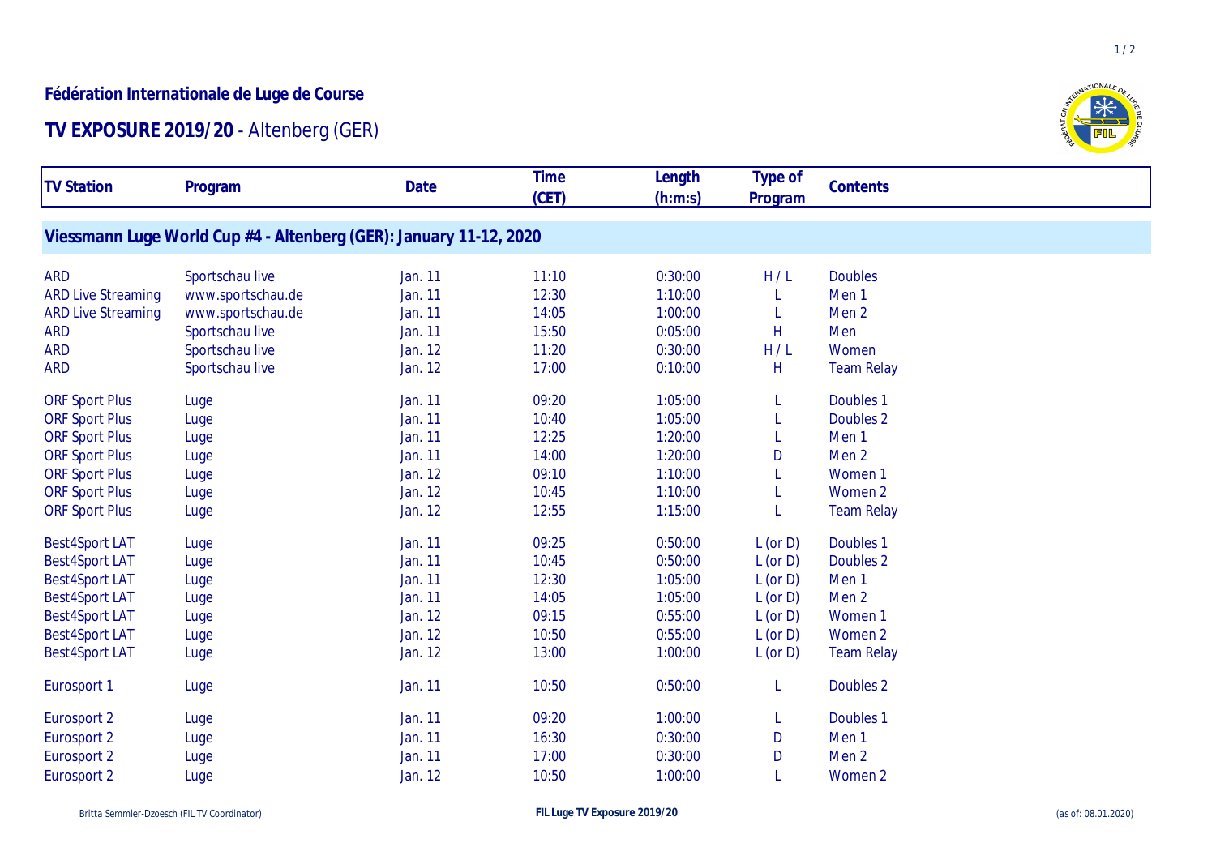**Fédération Internationale de Luge de Course**

# TV EXPOSURE 2019/20 - Altenberg (GER)

| TV Station | Program | Date | Time (CET) | Length (h:m:s) | Type of Program | Contents |
|---|---|---|---|---|---|---|
| **Viessmann Luge World Cup #4 - Altenberg (GER): January 11-12, 2020** | | | | | | |
| ARD | Sportschau live | Jan. 11 | 11:10 | 0:30:00 | H / L | Doubles |
| ARD Live Streaming | www.sportschau.de | Jan. 11 | 12:30 | 1:10:00 | L | Men 1 |
| ARD Live Streaming | www.sportschau.de | Jan. 11 | 14:05 | 1:00:00 | L | Men 2 |
| ARD | Sportschau live | Jan. 11 | 15:50 | 0:05:00 | H | Men |
| ARD | Sportschau live | Jan. 12 | 11:20 | 0:30:00 | H / L | Women |
| ARD | Sportschau live | Jan. 12 | 17:00 | 0:10:00 | H | Team Relay |
| ORF Sport Plus | Luge | Jan. 11 | 09:20 | 1:05:00 | L | Doubles 1 |
| ORF Sport Plus | Luge | Jan. 11 | 10:40 | 1:05:00 | L | Doubles 2 |
| ORF Sport Plus | Luge | Jan. 11 | 12:25 | 1:20:00 | L | Men 1 |
| ORF Sport Plus | Luge | Jan. 11 | 14:00 | 1:20:00 | D | Men 2 |
| ORF Sport Plus | Luge | Jan. 12 | 09:10 | 1:10:00 | L | Women 1 |
| ORF Sport Plus | Luge | Jan. 12 | 10:45 | 1:10:00 | L | Women 2 |
| ORF Sport Plus | Luge | Jan. 12 | 12:55 | 1:15:00 | L | Team Relay |
| Best4Sport LAT | Luge | Jan. 11 | 09:25 | 0:50:00 | L (or D) | Doubles 1 |
| Best4Sport LAT | Luge | Jan. 11 | 10:45 | 0:50:00 | L (or D) | Doubles 2 |
| Best4Sport LAT | Luge | Jan. 11 | 12:30 | 1:05:00 | L (or D) | Men 1 |
| Best4Sport LAT | Luge | Jan. 11 | 14:05 | 1:05:00 | L (or D) | Men 2 |
| Best4Sport LAT | Luge | Jan. 12 | 09:15 | 0:55:00 | L (or D) | Women 1 |
| Best4Sport LAT | Luge | Jan. 12 | 10:50 | 0:55:00 | L (or D) | Women 2 |
| Best4Sport LAT | Luge | Jan. 12 | 13:00 | 1:00:00 | L (or D) | Team Relay |
| Eurosport 1 | Luge | Jan. 11 | 10:50 | 0:50:00 | L | Doubles 2 |
| Eurosport 2 | Luge | Jan. 11 | 09:20 | 1:00:00 | L | Doubles 1 |
| Eurosport 2 | Luge | Jan. 11 | 16:30 | 0:30:00 | D | Men 1 |
| Eurosport 2 | Luge | Jan. 11 | 17:00 | 0:30:00 | D | Men 2 |
| Eurosport 2 | Luge | Jan. 12 | 10:50 | 1:00:00 | L | Women 2 |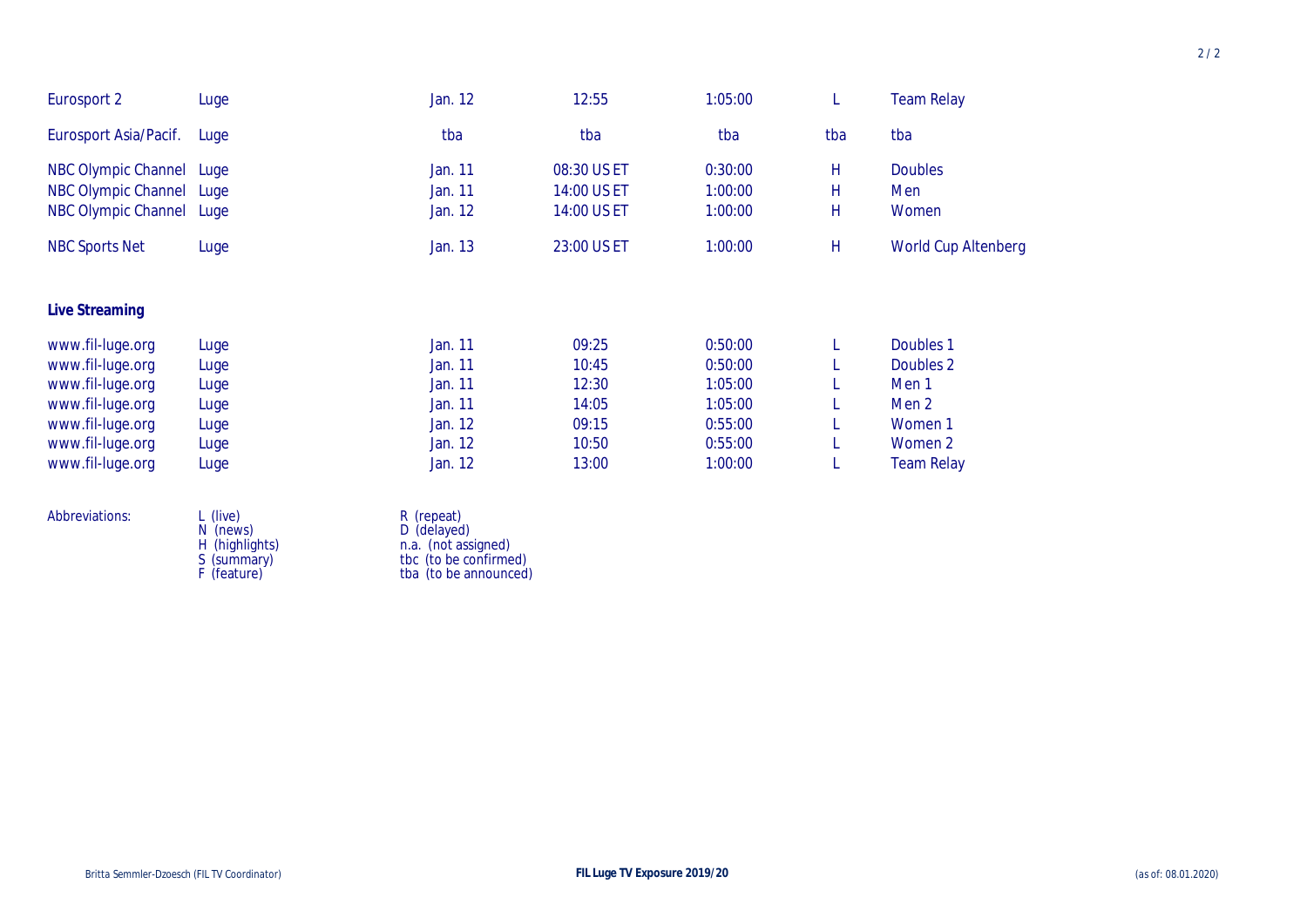| | | | | | | |
|---|---|---|---|---|---|---|
| Eurosport 2 | Luge | Jan. 12 | 12:55 | 1:05:00 | L | Team Relay |
| Eurosport Asia/Pacif. | Luge | tba | tba | tba | tba | tba |
| NBC Olympic Channel | Luge | Jan. 11 | 08:30 US ET | 0:30:00 | H | Doubles |
| NBC Olympic Channel | Luge | Jan. 11 | 14:00 US ET | 1:00:00 | H | Men |
| NBC Olympic Channel | Luge | Jan. 12 | 14:00 US ET | 1:00:00 | H | Women |
| NBC Sports Net | Luge | Jan. 13 | 23:00 US ET | 1:00:00 | H | World Cup Altenberg |

**Live Streaming**

| | | | | | | |
|---|---|---|---|---|---|---|
| www.fil-luge.org | Luge | Jan. 11 | 09:25 | 0:50:00 | L | Doubles 1 |
| www.fil-luge.org | Luge | Jan. 11 | 10:45 | 0:50:00 | L | Doubles 2 |
| www.fil-luge.org | Luge | Jan. 11 | 12:30 | 1:05:00 | L | Men 1 |
| www.fil-luge.org | Luge | Jan. 11 | 14:05 | 1:05:00 | L | Men 2 |
| www.fil-luge.org | Luge | Jan. 12 | 09:15 | 0:55:00 | L | Women 1 |
| www.fil-luge.org | Luge | Jan. 12 | 10:50 | 0:55:00 | L | Women 2 |
| www.fil-luge.org | Luge | Jan. 12 | 13:00 | 1:00:00 | L | Team Relay |

Abbreviations:

- L (live)
- N (news)
- H (highlights)
- S (summary)
- F (feature)
- R (repeat)
- D (delayed)
- n.a. (not assigned)
- tbc (to be confirmed)
- tba (to be announced)

Britta Semmler-Dzoesch (FIL TV Coordinator) — FIL Luge TV Exposure 2019/20 — (as of: 08.01.2020)